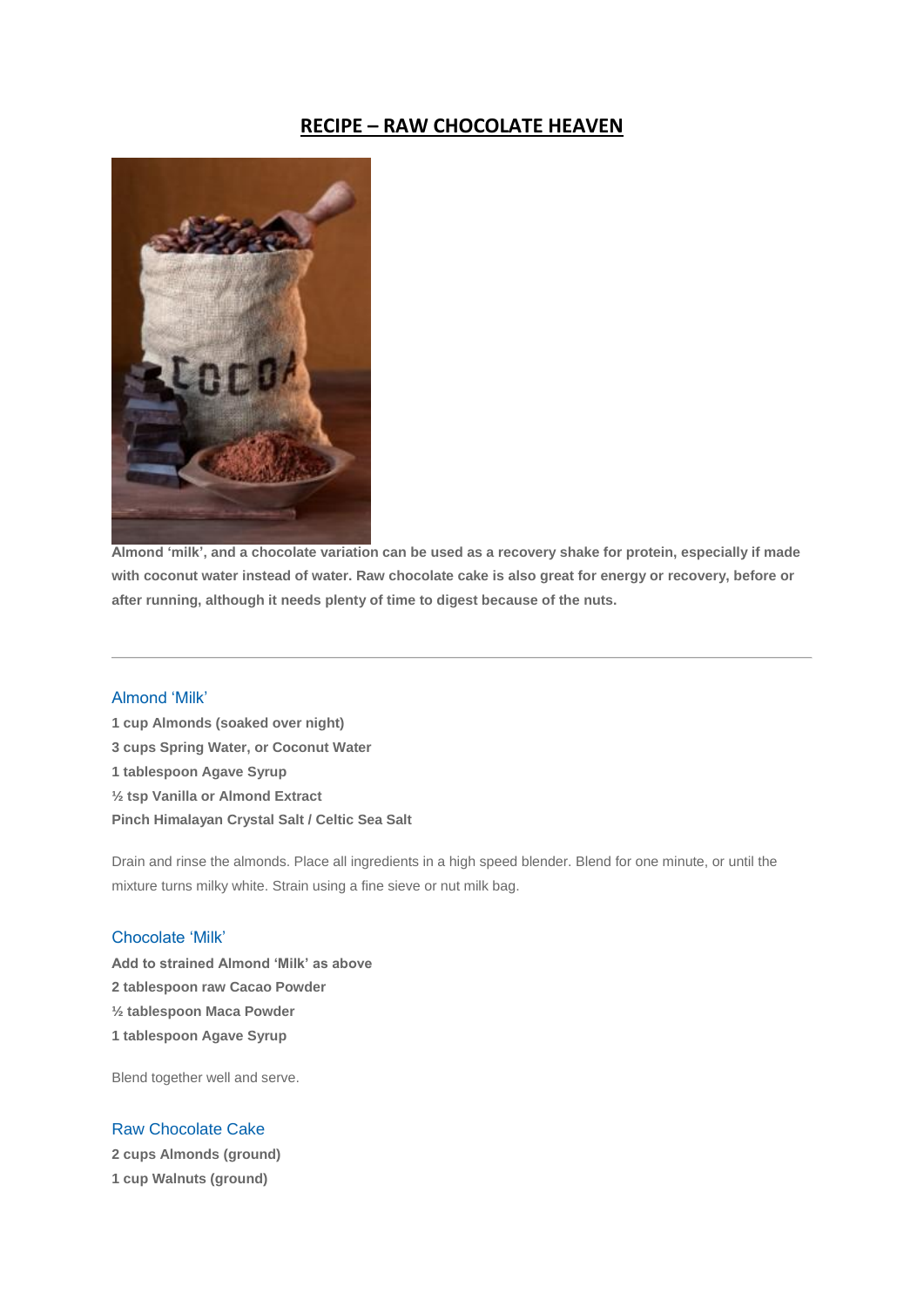# RECIPE – RAW CHOCOLATE HEAVEN

**Almond 'milk', and a chocolate variation can be used as a recovery shake for protein, especially if made with coconut water instead of water. Raw chocolate cake is also great for energy or recovery, before or after running, although it needs plenty of time to digest because of the nuts.**

---

## Almond 'Milk'

**1 cup Almonds (soaked over night)**
**3 cups Spring Water, or Coconut Water**
**1 tablespoon Agave Syrup**
**½ tsp Vanilla or Almond Extract**
**Pinch Himalayan Crystal Salt / Celtic Sea Salt**

Drain and rinse the almonds. Place all ingredients in a high speed blender. Blend for one minute, or until the mixture turns milky white. Strain using a fine sieve or nut milk bag.

## Chocolate 'Milk'

**Add to strained Almond 'Milk' as above**
**2 tablespoon raw Cacao Powder**
**½ tablespoon Maca Powder**
**1 tablespoon Agave Syrup**

Blend together well and serve.

## Raw Chocolate Cake

**2 cups Almonds (ground)**
**1 cup Walnuts (ground)**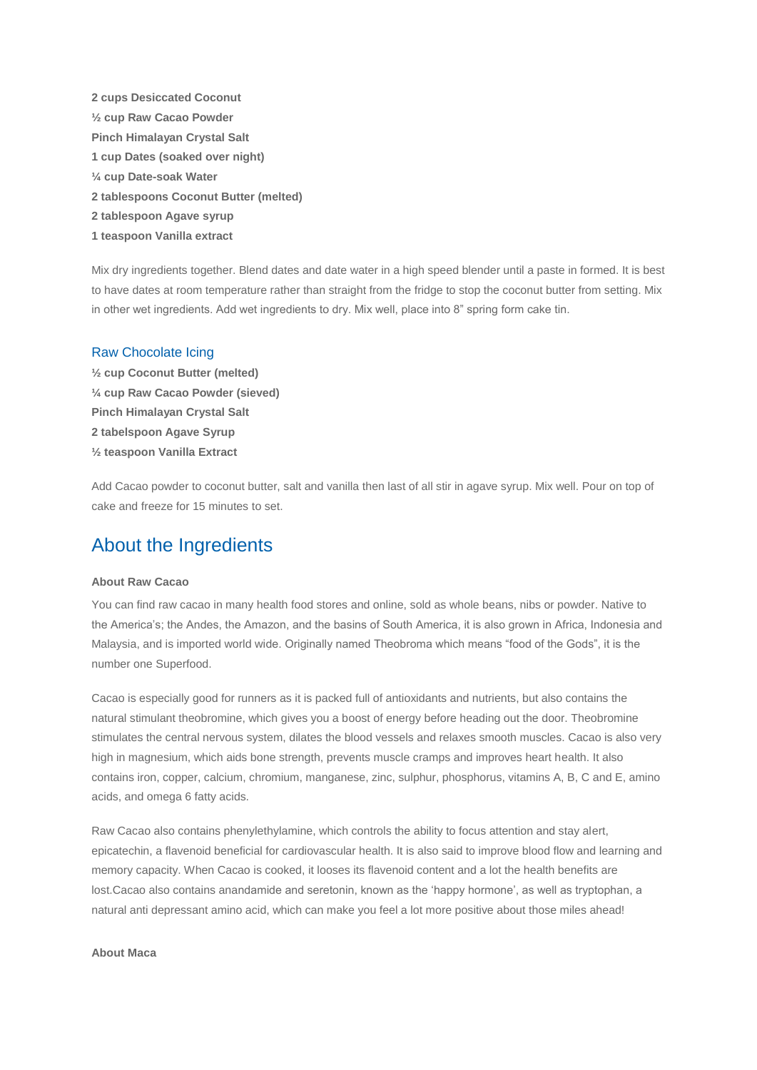**2 cups Desiccated Coconut**
**½ cup Raw Cacao Powder**
**Pinch Himalayan Crystal Salt**
**1 cup Dates (soaked over night)**
**¼ cup Date-soak Water**
**2 tablespoons Coconut Butter (melted)**
**2 tablespoon Agave syrup**
**1 teaspoon Vanilla extract**

Mix dry ingredients together. Blend dates and date water in a high speed blender until a paste in formed. It is best to have dates at room temperature rather than straight from the fridge to stop the coconut butter from setting. Mix in other wet ingredients. Add wet ingredients to dry. Mix well, place into 8" spring form cake tin.

### Raw Chocolate Icing

**½ cup Coconut Butter (melted)**
**¼ cup Raw Cacao Powder (sieved)**
**Pinch Himalayan Crystal Salt**
**2 tabelspoon Agave Syrup**
**½ teaspoon Vanilla Extract**

Add Cacao powder to coconut butter, salt and vanilla then last of all stir in agave syrup. Mix well. Pour on top of cake and freeze for 15 minutes to set.

## About the Ingredients

**About Raw Cacao**

You can find raw cacao in many health food stores and online, sold as whole beans, nibs or powder. Native to the America's; the Andes, the Amazon, and the basins of South America, it is also grown in Africa, Indonesia and Malaysia, and is imported world wide. Originally named Theobroma which means "food of the Gods", it is the number one Superfood.

Cacao is especially good for runners as it is packed full of antioxidants and nutrients, but also contains the natural stimulant theobromine, which gives you a boost of energy before heading out the door. Theobromine stimulates the central nervous system, dilates the blood vessels and relaxes smooth muscles. Cacao is also very high in magnesium, which aids bone strength, prevents muscle cramps and improves heart health. It also contains iron, copper, calcium, chromium, manganese, zinc, sulphur, phosphorus, vitamins A, B, C and E, amino acids, and omega 6 fatty acids.

Raw Cacao also contains phenylethylamine, which controls the ability to focus attention and stay alert, epicatechin, a flavenoid beneficial for cardiovascular health. It is also said to improve blood flow and learning and memory capacity. When Cacao is cooked, it looses its flavenoid content and a lot the health benefits are lost.Cacao also contains anandamide and seretonin, known as the 'happy hormone', as well as tryptophan, a natural anti depressant amino acid, which can make you feel a lot more positive about those miles ahead!

**About Maca**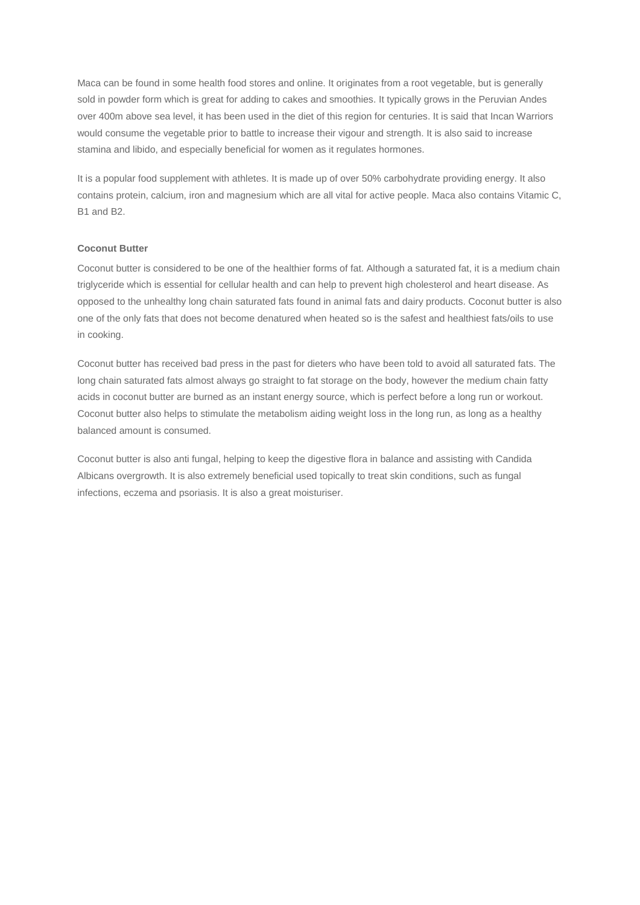Maca can be found in some health food stores and online. It originates from a root vegetable, but is generally sold in powder form which is great for adding to cakes and smoothies. It typically grows in the Peruvian Andes over 400m above sea level, it has been used in the diet of this region for centuries. It is said that Incan Warriors would consume the vegetable prior to battle to increase their vigour and strength. It is also said to increase stamina and libido, and especially beneficial for women as it regulates hormones.

It is a popular food supplement with athletes. It is made up of over 50% carbohydrate providing energy. It also contains protein, calcium, iron and magnesium which are all vital for active people. Maca also contains Vitamic C, B1 and B2.

**Coconut Butter**

Coconut butter is considered to be one of the healthier forms of fat. Although a saturated fat, it is a medium chain triglyceride which is essential for cellular health and can help to prevent high cholesterol and heart disease. As opposed to the unhealthy long chain saturated fats found in animal fats and dairy products. Coconut butter is also one of the only fats that does not become denatured when heated so is the safest and healthiest fats/oils to use in cooking.

Coconut butter has received bad press in the past for dieters who have been told to avoid all saturated fats. The long chain saturated fats almost always go straight to fat storage on the body, however the medium chain fatty acids in coconut butter are burned as an instant energy source, which is perfect before a long run or workout. Coconut butter also helps to stimulate the metabolism aiding weight loss in the long run, as long as a healthy balanced amount is consumed.

Coconut butter is also anti fungal, helping to keep the digestive flora in balance and assisting with Candida Albicans overgrowth. It is also extremely beneficial used topically to treat skin conditions, such as fungal infections, eczema and psoriasis. It is also a great moisturiser.